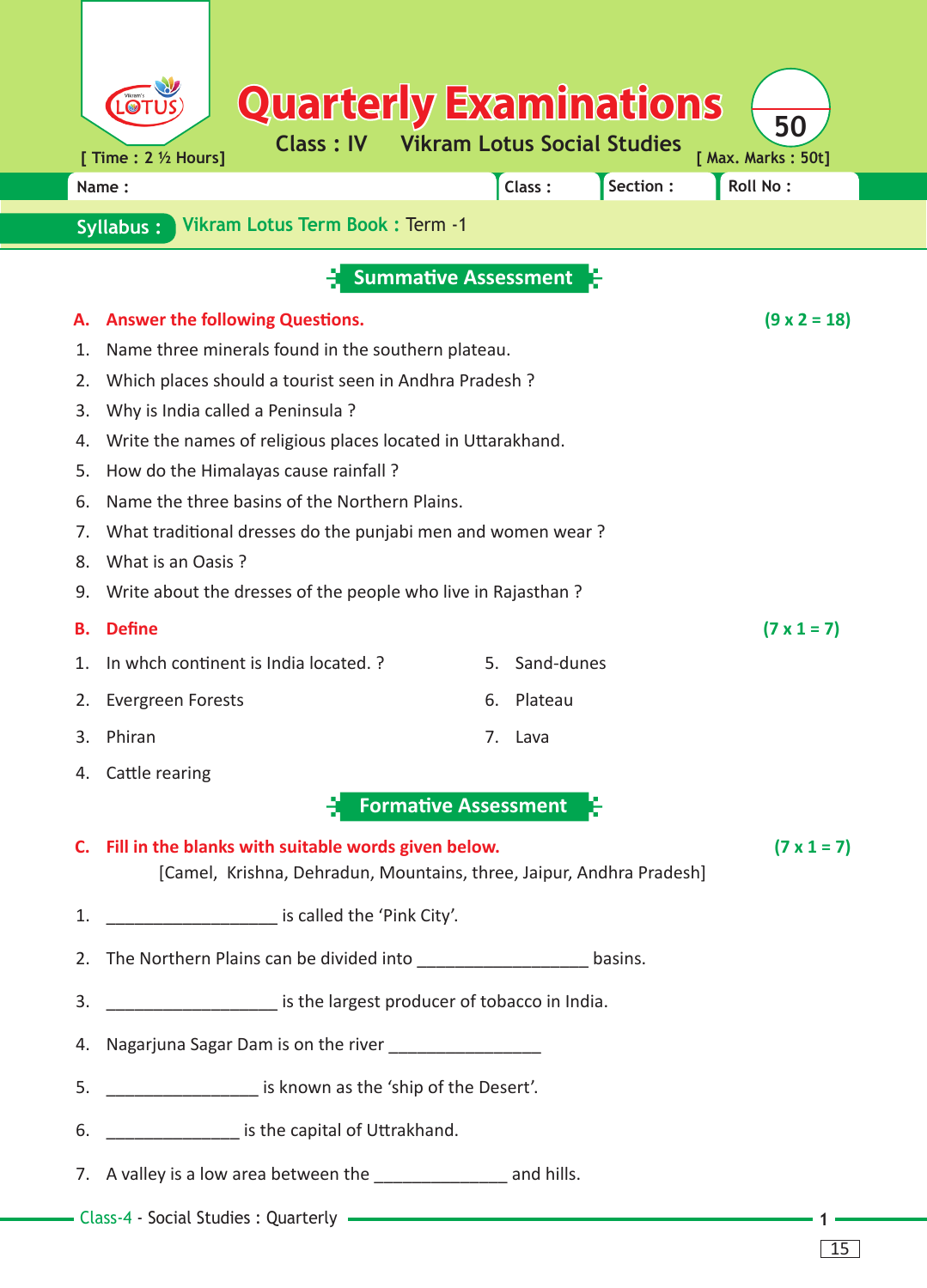# Quarterly Examinations

**Class : IV** **Vikram Lotus Social Studies**

[ Time : 2 ½ Hours] [ Max. Marks : 50t]

50

Name : Class : Section : Roll No :

**Syllabus :** Vikram Lotus Term Book : Term -1

## Summative Assessment

**A. Answer the following Questions.** **(9 x 2 = 18)**

1. Name three minerals found in the southern plateau.
2. Which places should a tourist seen in Andhra Pradesh ?
3. Why is India called a Peninsula ?
4. Write the names of religious places located in Uttarakhand.
5. How do the Himalayas cause rainfall ?
6. Name the three basins of the Northern Plains.
7. What traditional dresses do the punjabi men and women wear ?
8. What is an Oasis ?
9. Write about the dresses of the people who live in Rajasthan ?

**B. Define** **(7 x 1 = 7)**

1. In whch continent is India located. ?
2. Evergreen Forests
3. Phiran
4. Cattle rearing
5. Sand-dunes
6. Plateau
7. Lava

## Formative Assessment

**C. Fill in the blanks with suitable words given below.** **(7 x 1 = 7)**

[Camel, Krishna, Dehradun, Mountains, three, Jaipur, Andhra Pradesh]

1. __________________ is called the 'Pink City'.
2. The Northern Plains can be divided into __________________ basins.
3. __________________ is the largest producer of tobacco in India.
4. Nagarjuna Sagar Dam is on the river ________________
5. ________________ is known as the 'ship of the Desert'.
6. ______________ is the capital of Uttrakhand.
7. A valley is a low area between the ______________ and hills.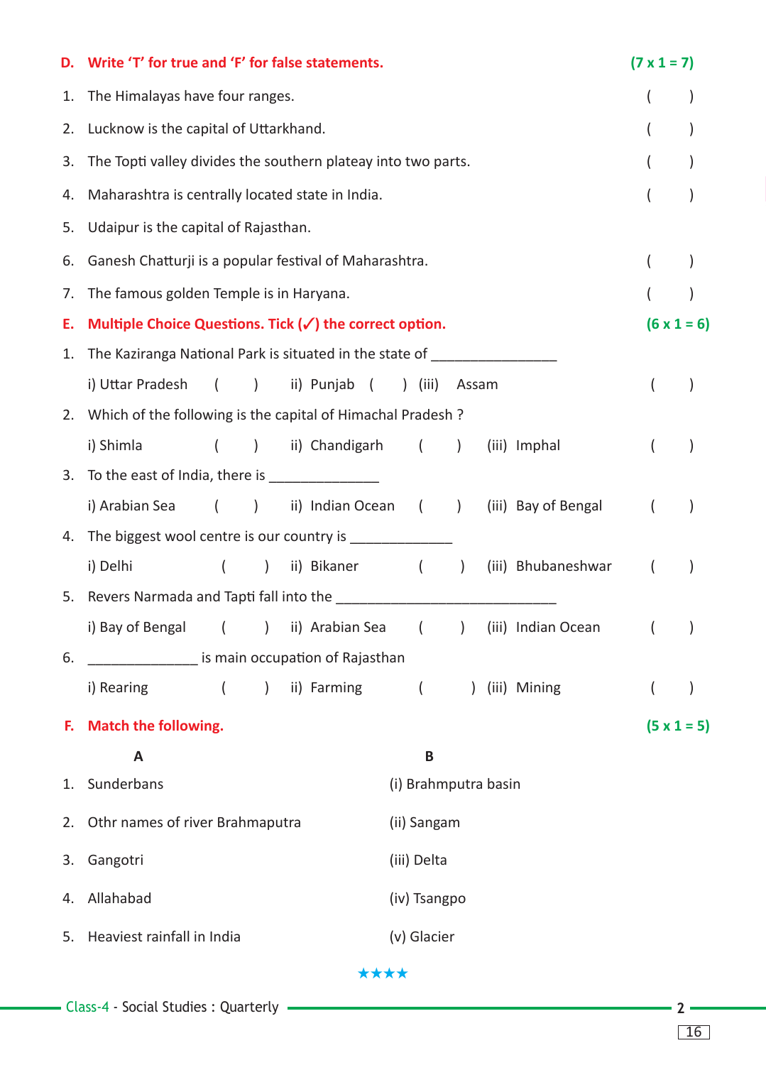**D. Write 'T' for true and 'F' for false statements.** **(7 x 1 = 7)**

1. The Himalayas have four ranges. ( )
2. Lucknow is the capital of Uttarkhand. ( )
3. The Topti valley divides the southern plateay into two parts. ( )
4. Maharashtra is centrally located state in India. ( )
5. Udaipur is the capital of Rajasthan.
6. Ganesh Chatturji is a popular festival of Maharashtra. ( )
7. The famous golden Temple is in Haryana. ( )

**E. Multiple Choice Questions. Tick (✓) the correct option.** **(6 x 1 = 6)**

1. The Kaziranga National Park is situated in the state of ________________
   i) Uttar Pradesh ( ) ii) Punjab ( ) (iii) Assam ( )
2. Which of the following is the capital of Himachal Pradesh ?
   i) Shimla ( ) ii) Chandigarh ( ) (iii) Imphal ( )
3. To the east of India, there is ______________
   i) Arabian Sea ( ) ii) Indian Ocean ( ) (iii) Bay of Bengal ( )
4. The biggest wool centre is our country is _____________
   i) Delhi ( ) ii) Bikaner ( ) (iii) Bhubaneshwar ( )
5. Revers Narmada and Tapti fall into the _____________________________
   i) Bay of Bengal ( ) ii) Arabian Sea ( ) (iii) Indian Ocean ( )
6. ______________ is main occupation of Rajasthan
   i) Rearing ( ) ii) Farming ( ) (iii) Mining ( )

**F. Match the following.** **(5 x 1 = 5)**

| | A | B |
|---|---|---|
| 1. | Sunderbans | (i) Brahmputra basin |
| 2. | Othr names of river Brahmaputra | (ii) Sangam |
| 3. | Gangotri | (iii) Delta |
| 4. | Allahabad | (iv) Tsangpo |
| 5. | Heaviest rainfall in India | (v) Glacier |

★★★★